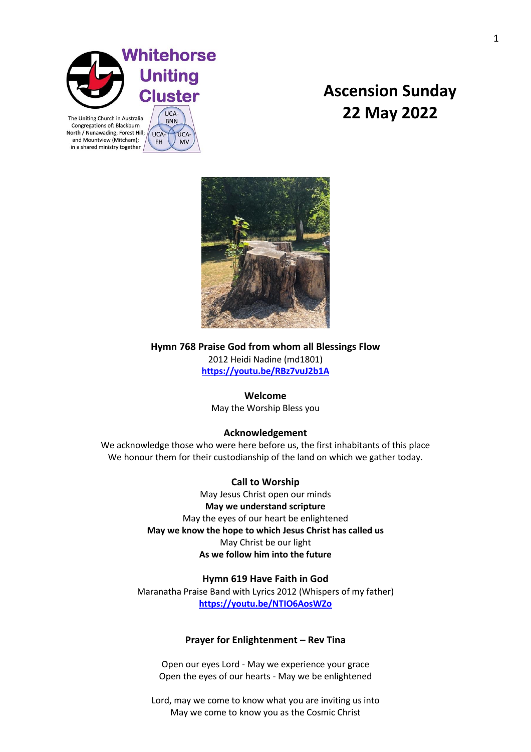Whitehorse Uniting Cluster

The Uniting Church in Australia
Congregations of: Blackburn North / Nunawading; Forest Hill; and Mountview (Mitcham); in a shared ministry together

UCA-BNN
UCA-FH
UCA-MV

# Ascension Sunday
# 22 May 2022

**Hymn 768 Praise God from whom all Blessings Flow**
2012 Heidi Nadine (md1801)
https://youtu.be/RBz7vuJ2b1A

**Welcome**
May the Worship Bless you

**Acknowledgement**
We acknowledge those who were here before us, the first inhabitants of this place
We honour them for their custodianship of the land on which we gather today.

**Call to Worship**
May Jesus Christ open our minds
**May we understand scripture**
May the eyes of our heart be enlightened
**May we know the hope to which Jesus Christ has called us**
May Christ be our light
**As we follow him into the future**

**Hymn 619 Have Faith in God**
Maranatha Praise Band with Lyrics 2012 (Whispers of my father)
https://youtu.be/NTIO6AosWZo

**Prayer for Enlightenment – Rev Tina**

Open our eyes Lord - May we experience your grace
Open the eyes of our hearts - May we be enlightened

Lord, may we come to know what you are inviting us into
May we come to know you as the Cosmic Christ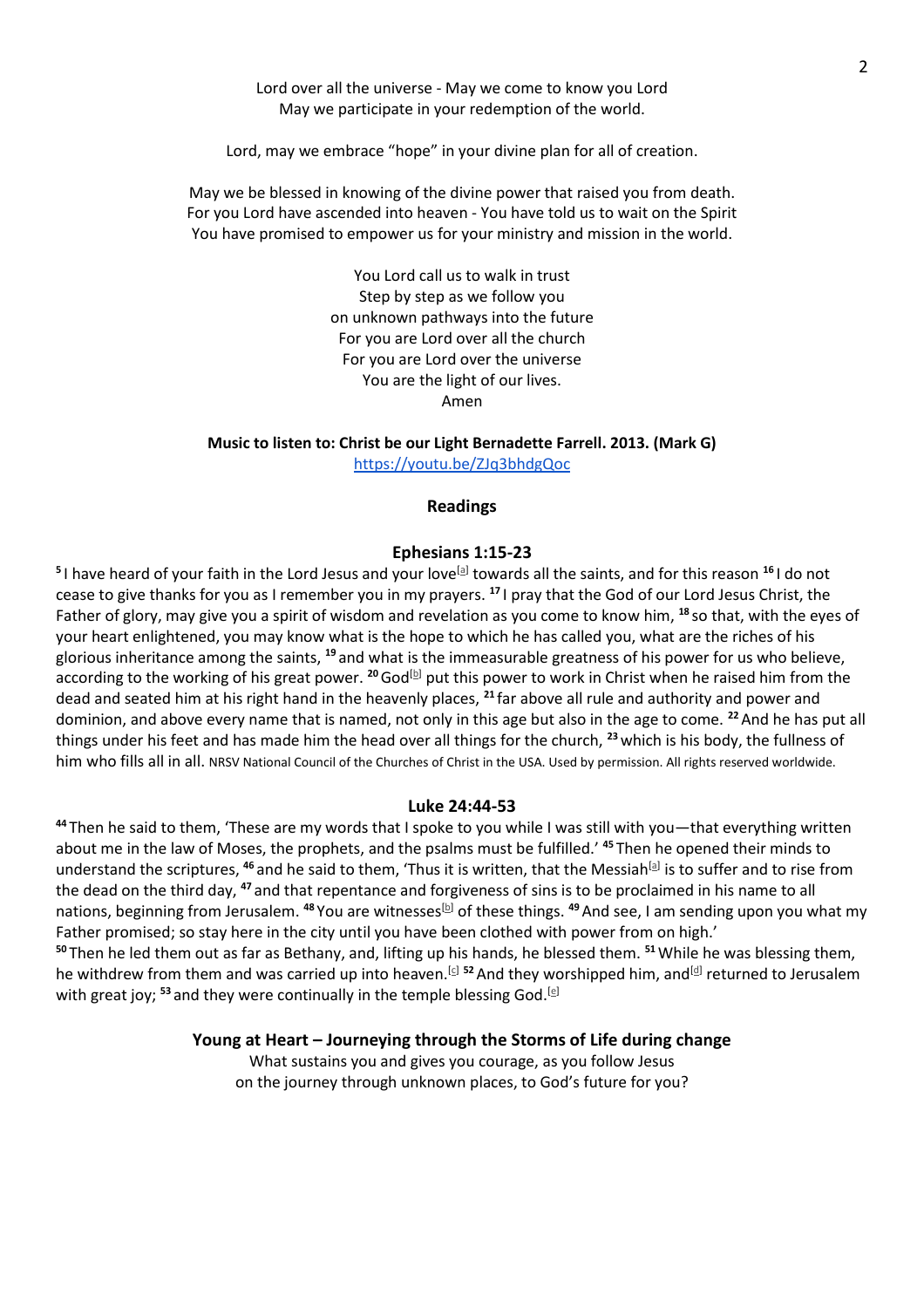Lord over all the universe - May we come to know you Lord
May we participate in your redemption of the world.

Lord, may we embrace "hope" in your divine plan for all of creation.

May we be blessed in knowing of the divine power that raised you from death.
For you Lord have ascended into heaven - You have told us to wait on the Spirit
You have promised to empower us for your ministry and mission in the world.

You Lord call us to walk in trust
Step by step as we follow you
on unknown pathways into the future
For you are Lord over all the church
For you are Lord over the universe
You are the light of our lives.
Amen

**Music to listen to: Christ be our Light Bernadette Farrell. 2013. (Mark G)**
https://youtu.be/ZJq3bhdgQoc

## Readings

### Ephesians 1:15-23

**5** I have heard of your faith in the Lord Jesus and your love[a] towards all the saints, and for this reason **16** I do not cease to give thanks for you as I remember you in my prayers. **17** I pray that the God of our Lord Jesus Christ, the Father of glory, may give you a spirit of wisdom and revelation as you come to know him, **18** so that, with the eyes of your heart enlightened, you may know what is the hope to which he has called you, what are the riches of his glorious inheritance among the saints, **19** and what is the immeasurable greatness of his power for us who believe, according to the working of his great power. **20** God[b] put this power to work in Christ when he raised him from the dead and seated him at his right hand in the heavenly places, **21** far above all rule and authority and power and dominion, and above every name that is named, not only in this age but also in the age to come. **22** And he has put all things under his feet and has made him the head over all things for the church, **23** which is his body, the fullness of him who fills all in all. NRSV National Council of the Churches of Christ in the USA. Used by permission. All rights reserved worldwide.

### Luke 24:44-53

**44** Then he said to them, 'These are my words that I spoke to you while I was still with you—that everything written about me in the law of Moses, the prophets, and the psalms must be fulfilled.' **45** Then he opened their minds to understand the scriptures, **46** and he said to them, 'Thus it is written, that the Messiah[a] is to suffer and to rise from the dead on the third day, **47** and that repentance and forgiveness of sins is to be proclaimed in his name to all nations, beginning from Jerusalem. **48** You are witnesses[b] of these things. **49** And see, I am sending upon you what my Father promised; so stay here in the city until you have been clothed with power from on high.'
**50** Then he led them out as far as Bethany, and, lifting up his hands, he blessed them. **51** While he was blessing them, he withdrew from them and was carried up into heaven.[c] **52** And they worshipped him, and[d] returned to Jerusalem with great joy; **53** and they were continually in the temple blessing God.[e]

### Young at Heart – Journeying through the Storms of Life during change

What sustains you and gives you courage, as you follow Jesus
on the journey through unknown places, to God's future for you?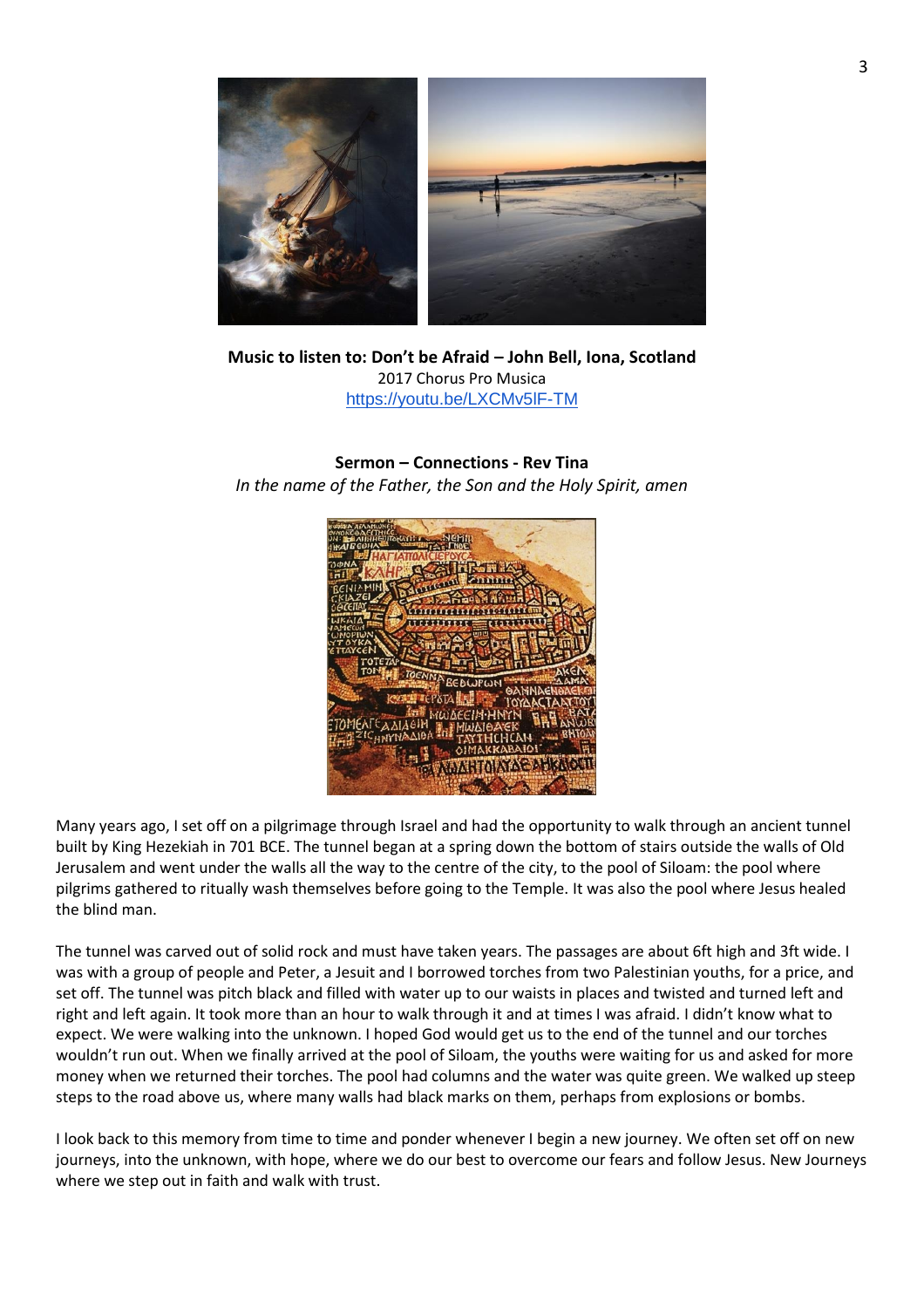**Music to listen to: Don't be Afraid – John Bell, Iona, Scotland**
2017 Chorus Pro Musica
https://youtu.be/LXCMv5lF-TM

**Sermon – Connections - Rev Tina**

*In the name of the Father, the Son and the Holy Spirit, amen*

Many years ago, I set off on a pilgrimage through Israel and had the opportunity to walk through an ancient tunnel built by King Hezekiah in 701 BCE. The tunnel began at a spring down the bottom of stairs outside the walls of Old Jerusalem and went under the walls all the way to the centre of the city, to the pool of Siloam: the pool where pilgrims gathered to ritually wash themselves before going to the Temple. It was also the pool where Jesus healed the blind man.

The tunnel was carved out of solid rock and must have taken years. The passages are about 6ft high and 3ft wide. I was with a group of people and Peter, a Jesuit and I borrowed torches from two Palestinian youths, for a price, and set off. The tunnel was pitch black and filled with water up to our waists in places and twisted and turned left and right and left again. It took more than an hour to walk through it and at times I was afraid. I didn't know what to expect. We were walking into the unknown. I hoped God would get us to the end of the tunnel and our torches wouldn't run out. When we finally arrived at the pool of Siloam, the youths were waiting for us and asked for more money when we returned their torches. The pool had columns and the water was quite green. We walked up steep steps to the road above us, where many walls had black marks on them, perhaps from explosions or bombs.

I look back to this memory from time to time and ponder whenever I begin a new journey. We often set off on new journeys, into the unknown, with hope, where we do our best to overcome our fears and follow Jesus. New Journeys where we step out in faith and walk with trust.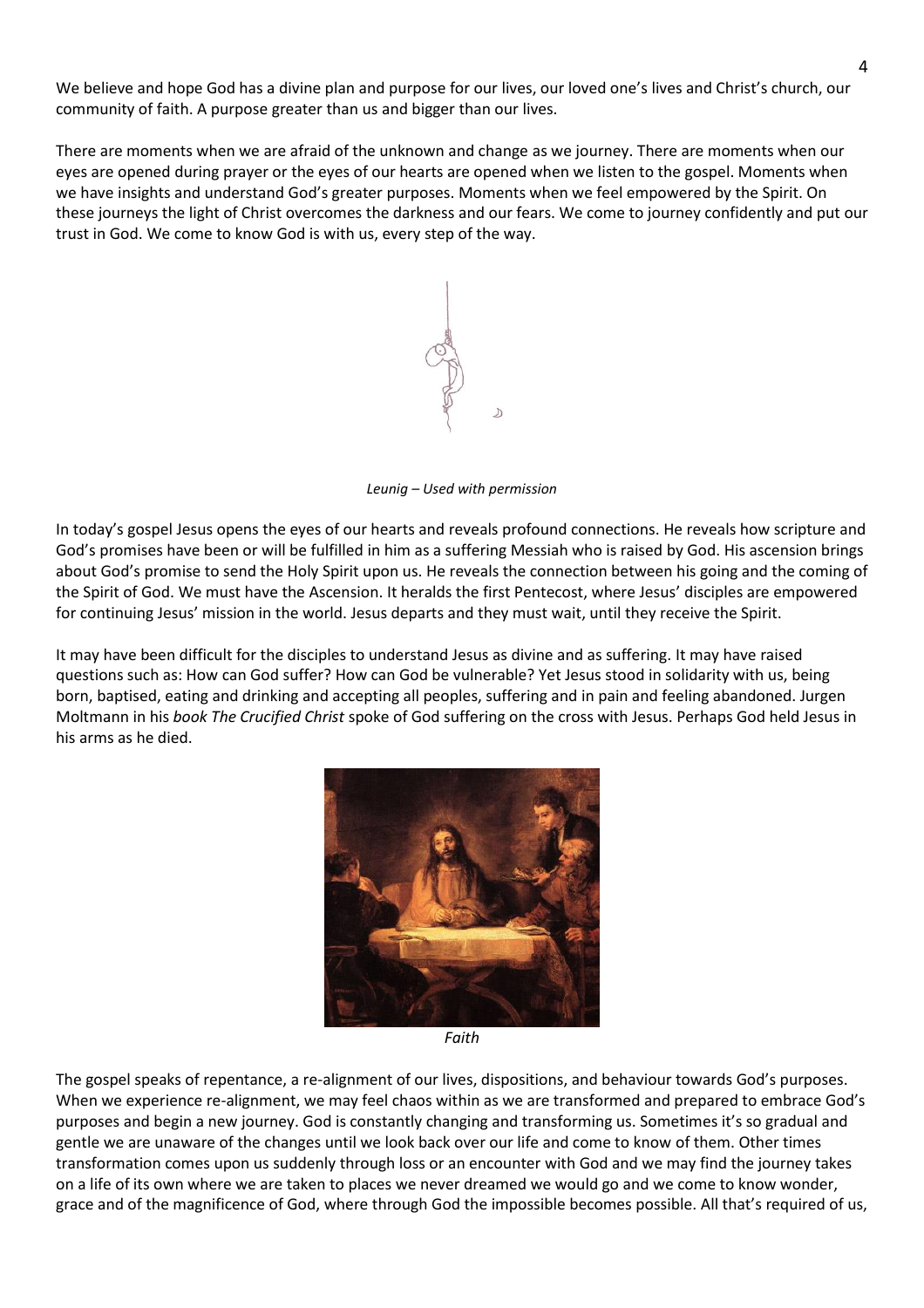We believe and hope God has a divine plan and purpose for our lives, our loved one's lives and Christ's church, our community of faith. A purpose greater than us and bigger than our lives.

There are moments when we are afraid of the unknown and change as we journey. There are moments when our eyes are opened during prayer or the eyes of our hearts are opened when we listen to the gospel. Moments when we have insights and understand God's greater purposes. Moments when we feel empowered by the Spirit. On these journeys the light of Christ overcomes the darkness and our fears. We come to journey confidently and put our trust in God. We come to know God is with us, every step of the way.

*Leunig – Used with permission*

In today's gospel Jesus opens the eyes of our hearts and reveals profound connections. He reveals how scripture and God's promises have been or will be fulfilled in him as a suffering Messiah who is raised by God. His ascension brings about God's promise to send the Holy Spirit upon us. He reveals the connection between his going and the coming of the Spirit of God. We must have the Ascension. It heralds the first Pentecost, where Jesus' disciples are empowered for continuing Jesus' mission in the world. Jesus departs and they must wait, until they receive the Spirit.

It may have been difficult for the disciples to understand Jesus as divine and as suffering. It may have raised questions such as: How can God suffer? How can God be vulnerable? Yet Jesus stood in solidarity with us, being born, baptised, eating and drinking and accepting all peoples, suffering and in pain and feeling abandoned. Jurgen Moltmann in his *book The Crucified Christ* spoke of God suffering on the cross with Jesus. Perhaps God held Jesus in his arms as he died.

*Faith*

The gospel speaks of repentance, a re-alignment of our lives, dispositions, and behaviour towards God's purposes. When we experience re-alignment, we may feel chaos within as we are transformed and prepared to embrace God's purposes and begin a new journey. God is constantly changing and transforming us. Sometimes it's so gradual and gentle we are unaware of the changes until we look back over our life and come to know of them. Other times transformation comes upon us suddenly through loss or an encounter with God and we may find the journey takes on a life of its own where we are taken to places we never dreamed we would go and we come to know wonder, grace and of the magnificence of God, where through God the impossible becomes possible. All that's required of us,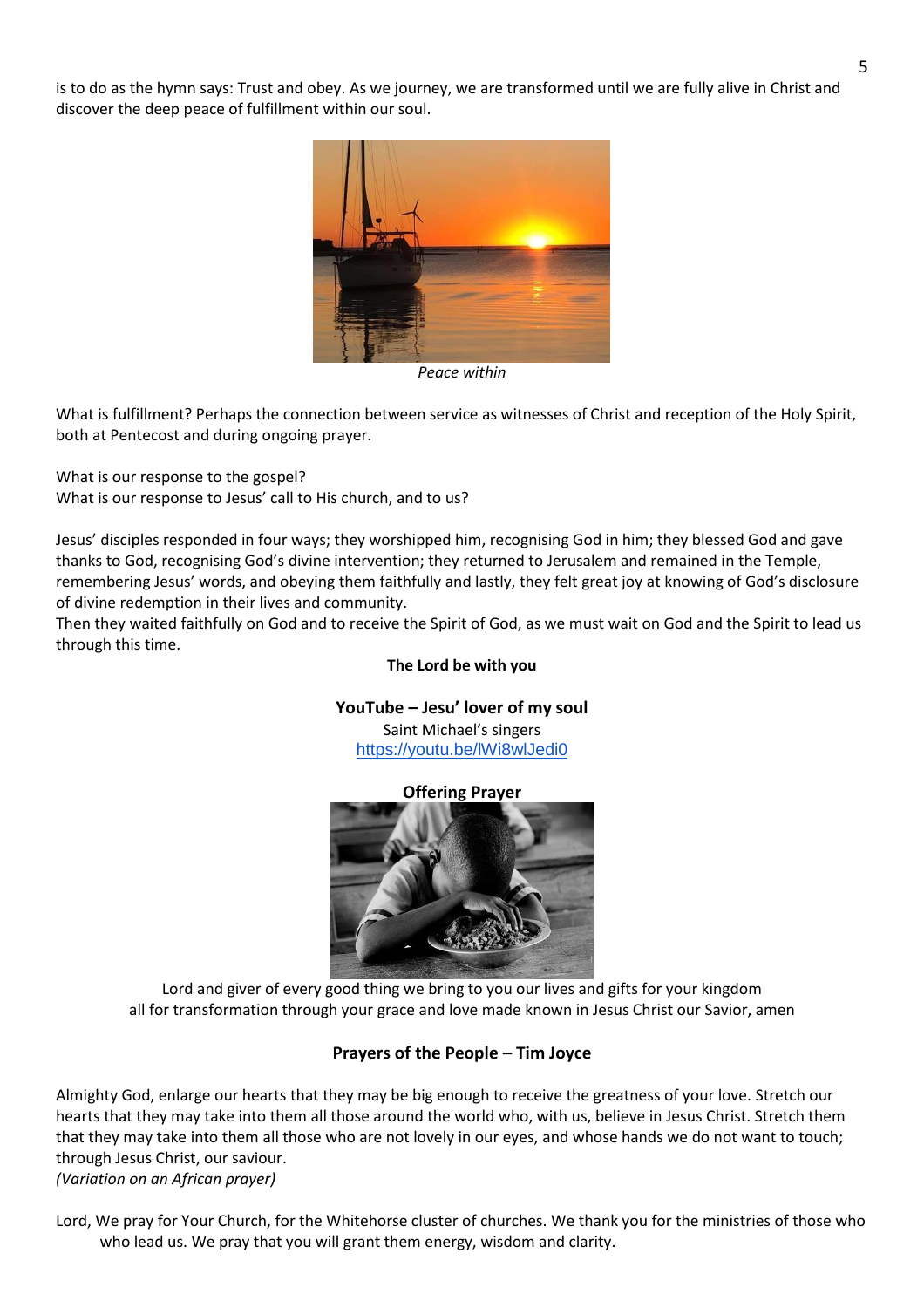is to do as the hymn says: Trust and obey. As we journey, we are transformed until we are fully alive in Christ and discover the deep peace of fulfillment within our soul.

*Peace within*

What is fulfillment? Perhaps the connection between service as witnesses of Christ and reception of the Holy Spirit, both at Pentecost and during ongoing prayer.

What is our response to the gospel?
What is our response to Jesus' call to His church, and to us?

Jesus' disciples responded in four ways; they worshipped him, recognising God in him; they blessed God and gave thanks to God, recognising God's divine intervention; they returned to Jerusalem and remained in the Temple, remembering Jesus' words, and obeying them faithfully and lastly, they felt great joy at knowing of God's disclosure of divine redemption in their lives and community.
Then they waited faithfully on God and to receive the Spirit of God, as we must wait on God and the Spirit to lead us through this time.

**The Lord be with you**

**YouTube – Jesu' lover of my soul**
Saint Michael's singers
https://youtu.be/lWi8wlJedi0

**Offering Prayer**

Lord and giver of every good thing we bring to you our lives and gifts for your kingdom
all for transformation through your grace and love made known in Jesus Christ our Savior, amen

**Prayers of the People – Tim Joyce**

Almighty God, enlarge our hearts that they may be big enough to receive the greatness of your love. Stretch our hearts that they may take into them all those around the world who, with us, believe in Jesus Christ. Stretch them that they may take into them all those who are not lovely in our eyes, and whose hands we do not want to touch; through Jesus Christ, our saviour.
*(Variation on an African prayer)*

Lord, We pray for Your Church, for the Whitehorse cluster of churches. We thank you for the ministries of those who who lead us. We pray that you will grant them energy, wisdom and clarity.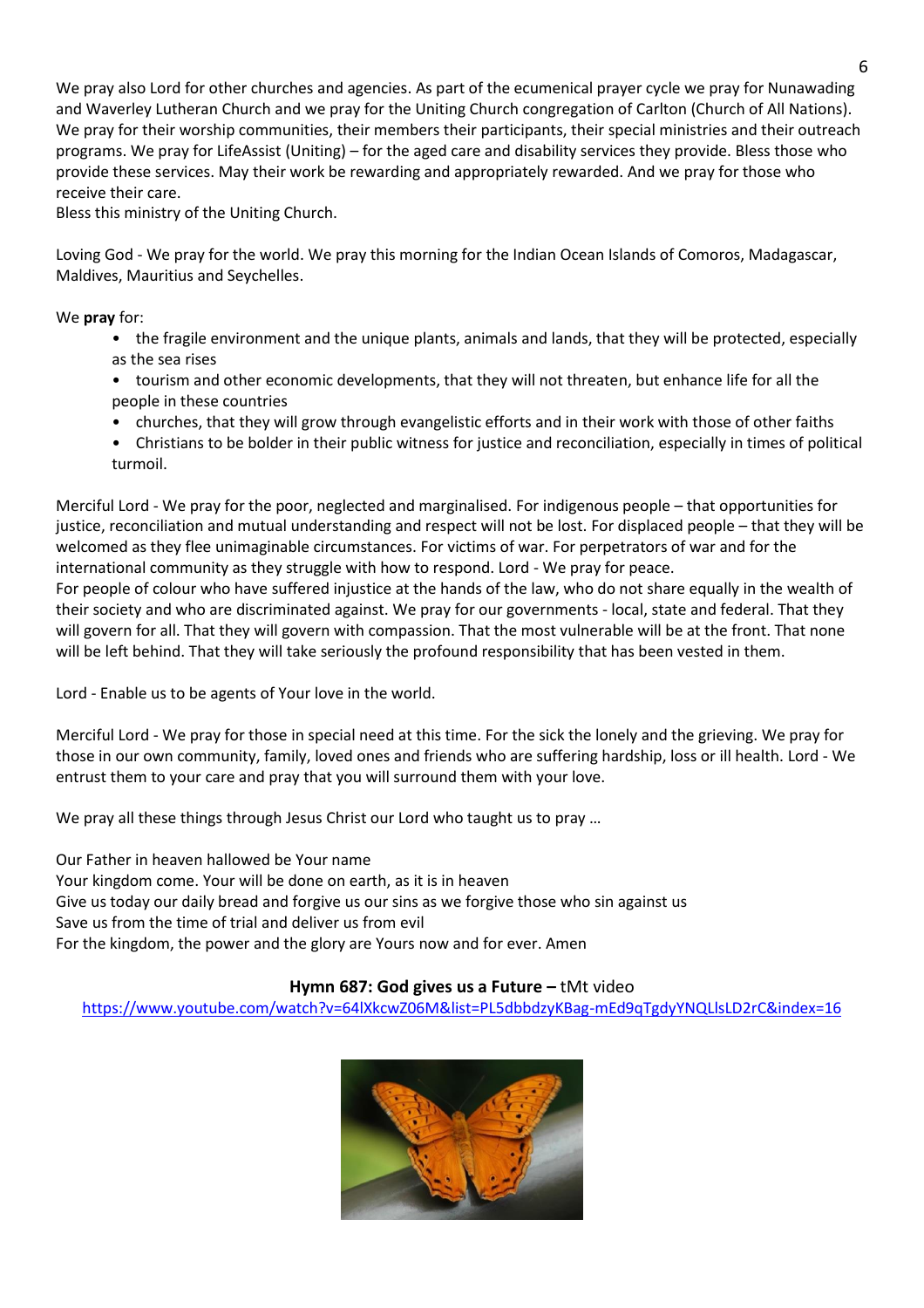We pray also Lord for other churches and agencies. As part of the ecumenical prayer cycle we pray for Nunawading and Waverley Lutheran Church and we pray for the Uniting Church congregation of Carlton (Church of All Nations). We pray for their worship communities, their members their participants, their special ministries and their outreach programs. We pray for LifeAssist (Uniting) – for the aged care and disability services they provide. Bless those who provide these services. May their work be rewarding and appropriately rewarded. And we pray for those who receive their care.
Bless this ministry of the Uniting Church.

Loving God - We pray for the world. We pray this morning for the Indian Ocean Islands of Comoros, Madagascar, Maldives, Mauritius and Seychelles.

We **pray** for:

- the fragile environment and the unique plants, animals and lands, that they will be protected, especially as the sea rises
- tourism and other economic developments, that they will not threaten, but enhance life for all the people in these countries
- churches, that they will grow through evangelistic efforts and in their work with those of other faiths
- Christians to be bolder in their public witness for justice and reconciliation, especially in times of political turmoil.

Merciful Lord - We pray for the poor, neglected and marginalised. For indigenous people – that opportunities for justice, reconciliation and mutual understanding and respect will not be lost. For displaced people – that they will be welcomed as they flee unimaginable circumstances. For victims of war. For perpetrators of war and for the international community as they struggle with how to respond. Lord - We pray for peace.
For people of colour who have suffered injustice at the hands of the law, who do not share equally in the wealth of their society and who are discriminated against. We pray for our governments - local, state and federal. That they will govern for all. That they will govern with compassion. That the most vulnerable will be at the front. That none will be left behind. That they will take seriously the profound responsibility that has been vested in them.

Lord - Enable us to be agents of Your love in the world.

Merciful Lord - We pray for those in special need at this time. For the sick the lonely and the grieving. We pray for those in our own community, family, loved ones and friends who are suffering hardship, loss or ill health. Lord - We entrust them to your care and pray that you will surround them with your love.

We pray all these things through Jesus Christ our Lord who taught us to pray …

Our Father in heaven hallowed be Your name
Your kingdom come. Your will be done on earth, as it is in heaven
Give us today our daily bread and forgive us our sins as we forgive those who sin against us
Save us from the time of trial and deliver us from evil
For the kingdom, the power and the glory are Yours now and for ever. Amen

**Hymn 687: God gives us a Future –** tMt video
https://www.youtube.com/watch?v=64lXkcwZ06M&list=PL5dbbdzyKBag-mEd9qTgdyYNQLlsLD2rC&index=16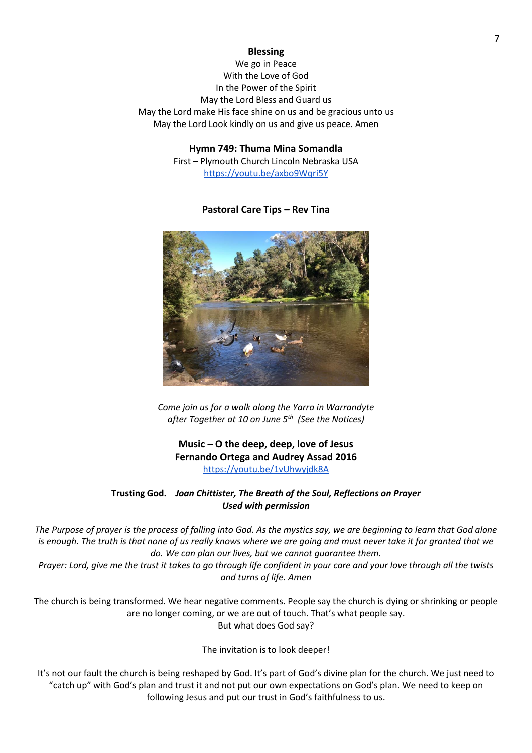**Blessing**

We go in Peace
With the Love of God
In the Power of the Spirit
May the Lord Bless and Guard us
May the Lord make His face shine on us and be gracious unto us
May the Lord Look kindly on us and give us peace. Amen

**Hymn 749: Thuma Mina Somandla**

First – Plymouth Church Lincoln Nebraska USA
https://youtu.be/axbo9Wqri5Y

**Pastoral Care Tips – Rev Tina**

*Come join us for a walk along the Yarra in Warrandyte after Together at 10 on June 5th (See the Notices)*

**Music – O the deep, deep, love of Jesus**
**Fernando Ortega and Audrey Assad 2016**
https://youtu.be/1vUhwyjdk8A

**Trusting God.** ***Joan Chittister, The Breath of the Soul, Reflections on Prayer Used with permission***

*The Purpose of prayer is the process of falling into God. As the mystics say, we are beginning to learn that God alone is enough. The truth is that none of us really knows where we are going and must never take it for granted that we do. We can plan our lives, but we cannot guarantee them.*
*Prayer: Lord, give me the trust it takes to go through life confident in your care and your love through all the twists and turns of life. Amen*

The church is being transformed. We hear negative comments. People say the church is dying or shrinking or people are no longer coming, or we are out of touch. That's what people say.
But what does God say?

The invitation is to look deeper!

It's not our fault the church is being reshaped by God. It's part of God's divine plan for the church. We just need to "catch up" with God's plan and trust it and not put our own expectations on God's plan. We need to keep on following Jesus and put our trust in God's faithfulness to us.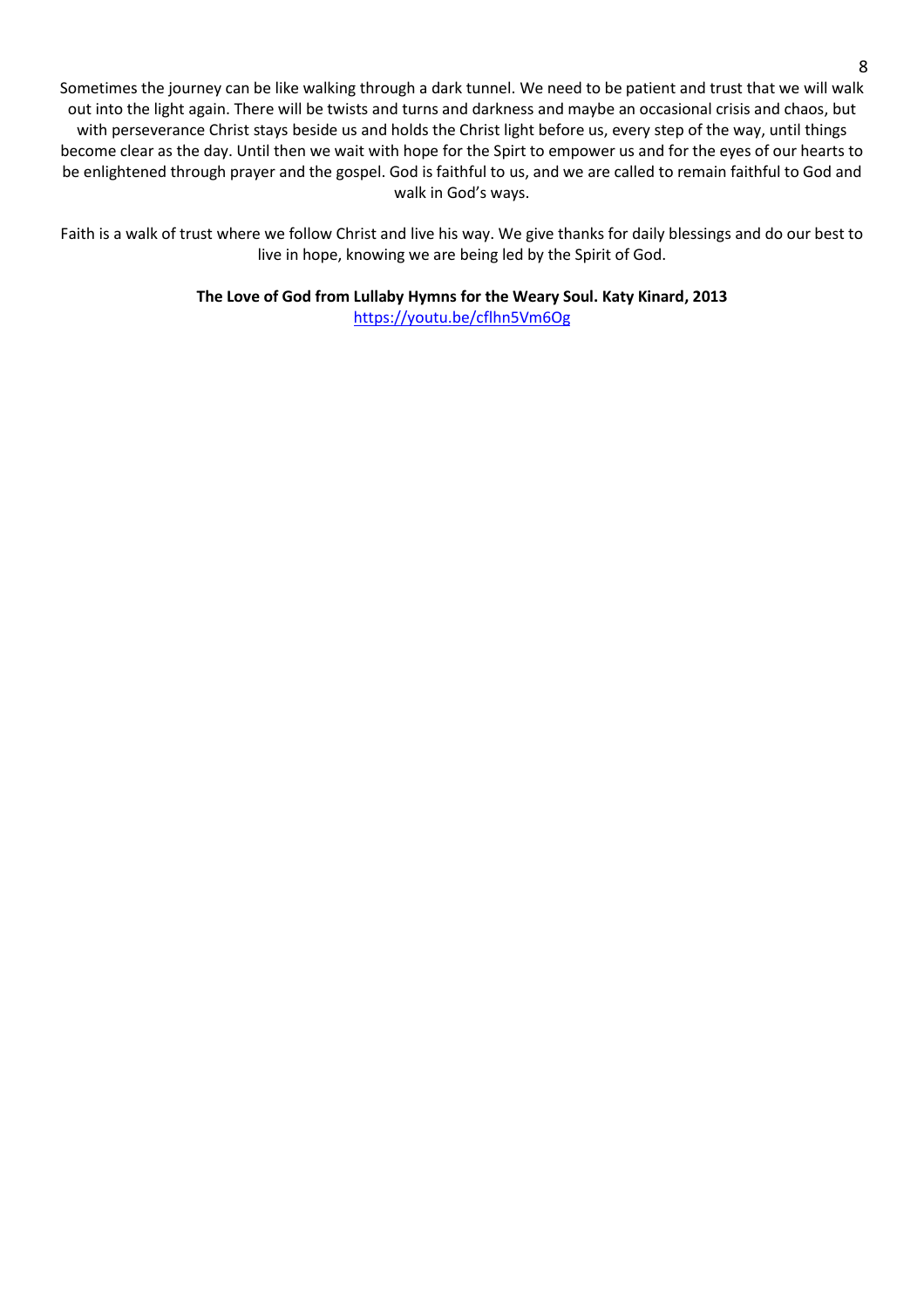Sometimes the journey can be like walking through a dark tunnel. We need to be patient and trust that we will walk out into the light again. There will be twists and turns and darkness and maybe an occasional crisis and chaos, but with perseverance Christ stays beside us and holds the Christ light before us, every step of the way, until things become clear as the day. Until then we wait with hope for the Spirt to empower us and for the eyes of our hearts to be enlightened through prayer and the gospel. God is faithful to us, and we are called to remain faithful to God and walk in God's ways.

Faith is a walk of trust where we follow Christ and live his way. We give thanks for daily blessings and do our best to live in hope, knowing we are being led by the Spirit of God.

**The Love of God from Lullaby Hymns for the Weary Soul. Katy Kinard, 2013**
https://youtu.be/cflhn5Vm6Og